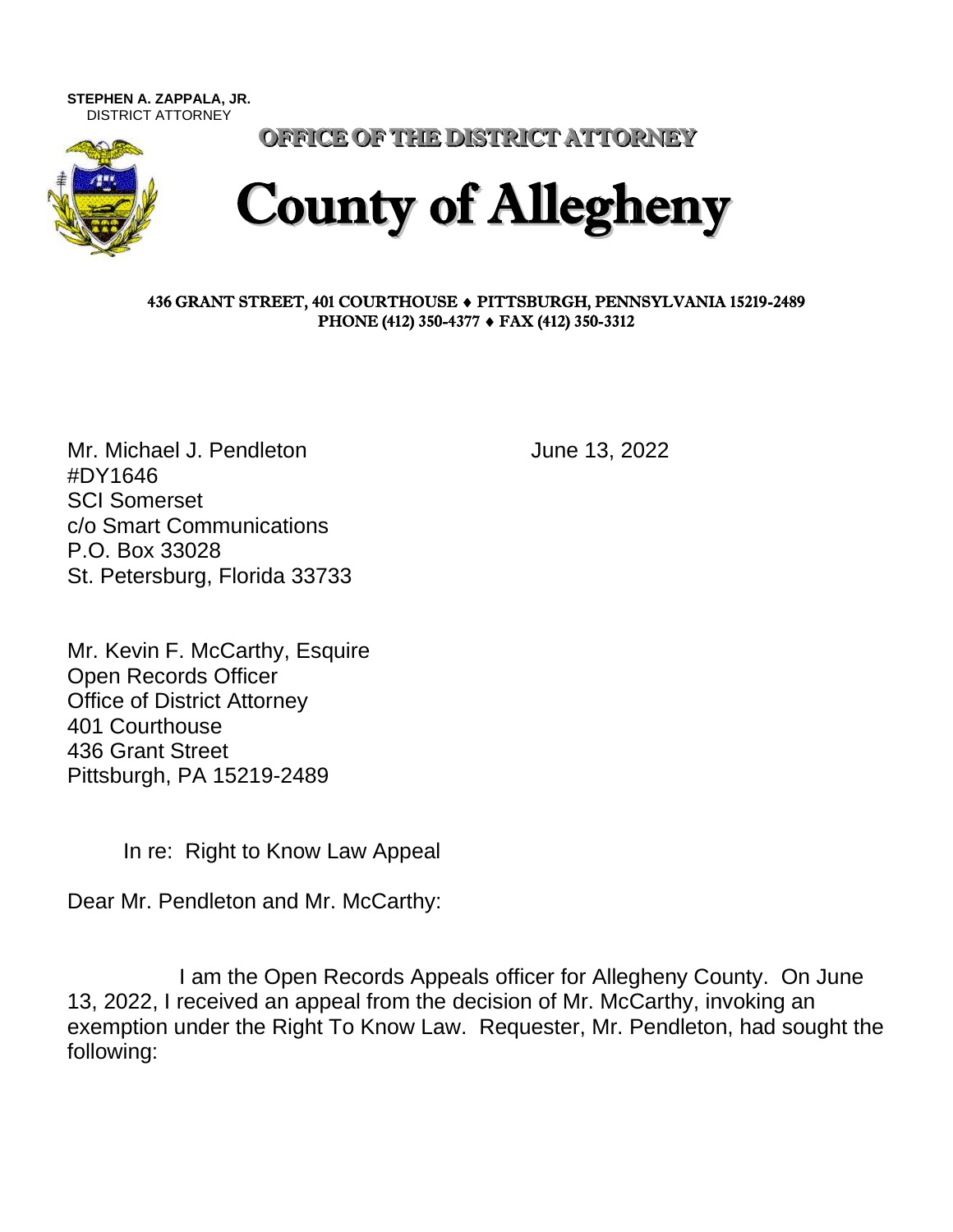**STEPHEN A. ZAPPALA, JR.**
DISTRICT ATTORNEY

**OFFICE OF THE DISTRICT ATTORNEY**

# County of Allegheny

**436 GRANT STREET, 401 COURTHOUSE ♦ PITTSBURGH, PENNSYLVANIA 15219-2489**
**PHONE (412) 350-4377 ♦ FAX (412) 350-3312**

Mr. Michael J. Pendleton
#DY1646
SCI Somerset
c/o Smart Communications
P.O. Box 33028
St. Petersburg, Florida 33733

June 13, 2022

Mr. Kevin F. McCarthy, Esquire
Open Records Officer
Office of District Attorney
401 Courthouse
436 Grant Street
Pittsburgh, PA 15219-2489

In re: Right to Know Law Appeal

Dear Mr. Pendleton and Mr. McCarthy:

I am the Open Records Appeals officer for Allegheny County. On June 13, 2022, I received an appeal from the decision of Mr. McCarthy, invoking an exemption under the Right To Know Law. Requester, Mr. Pendleton, had sought the following: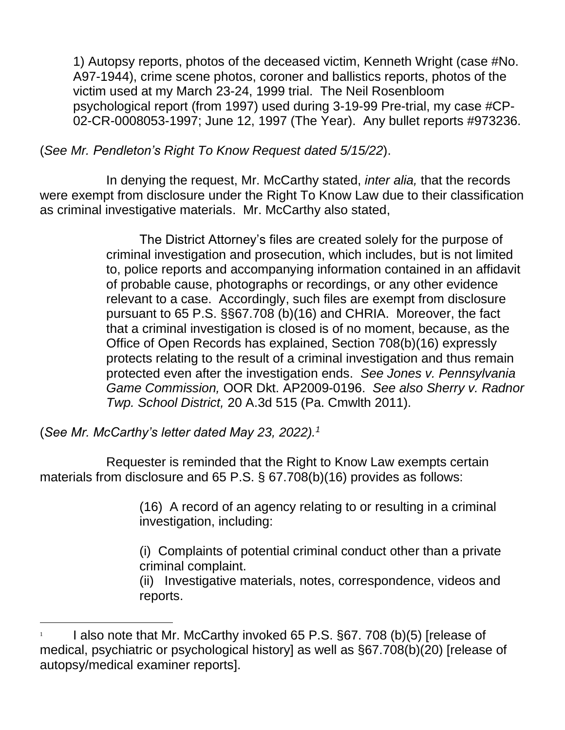> 1) Autopsy reports, photos of the deceased victim, Kenneth Wright (case #No. A97-1944), crime scene photos, coroner and ballistics reports, photos of the victim used at my March 23-24, 1999 trial. The Neil Rosenbloom psychological report (from 1997) used during 3-19-99 Pre-trial, my case #CP-02-CR-0008053-1997; June 12, 1997 (The Year). Any bullet reports #973236.

(*See Mr. Pendleton's Right To Know Request dated 5/15/22*).

In denying the request, Mr. McCarthy stated, *inter alia,* that the records were exempt from disclosure under the Right To Know Law due to their classification as criminal investigative materials. Mr. McCarthy also stated,

> The District Attorney's files are created solely for the purpose of criminal investigation and prosecution, which includes, but is not limited to, police reports and accompanying information contained in an affidavit of probable cause, photographs or recordings, or any other evidence relevant to a case. Accordingly, such files are exempt from disclosure pursuant to 65 P.S. §§67.708 (b)(16) and CHRIA. Moreover, the fact that a criminal investigation is closed is of no moment, because, as the Office of Open Records has explained, Section 708(b)(16) expressly protects relating to the result of a criminal investigation and thus remain protected even after the investigation ends. *See Jones v. Pennsylvania Game Commission,* OOR Dkt. AP2009-0196. *See also Sherry v. Radnor Twp. School District,* 20 A.3d 515 (Pa. Cmwlth 2011).

(*See Mr. McCarthy's letter dated May 23, 2022).*[1]

Requester is reminded that the Right to Know Law exempts certain materials from disclosure and 65 P.S. § 67.708(b)(16) provides as follows:

> (16) A record of an agency relating to or resulting in a criminal investigation, including:
>
> (i) Complaints of potential criminal conduct other than a private criminal complaint.
> (ii) Investigative materials, notes, correspondence, videos and reports.

---

[1] I also note that Mr. McCarthy invoked 65 P.S. §67. 708 (b)(5) [release of medical, psychiatric or psychological history] as well as §67.708(b)(20) [release of autopsy/medical examiner reports].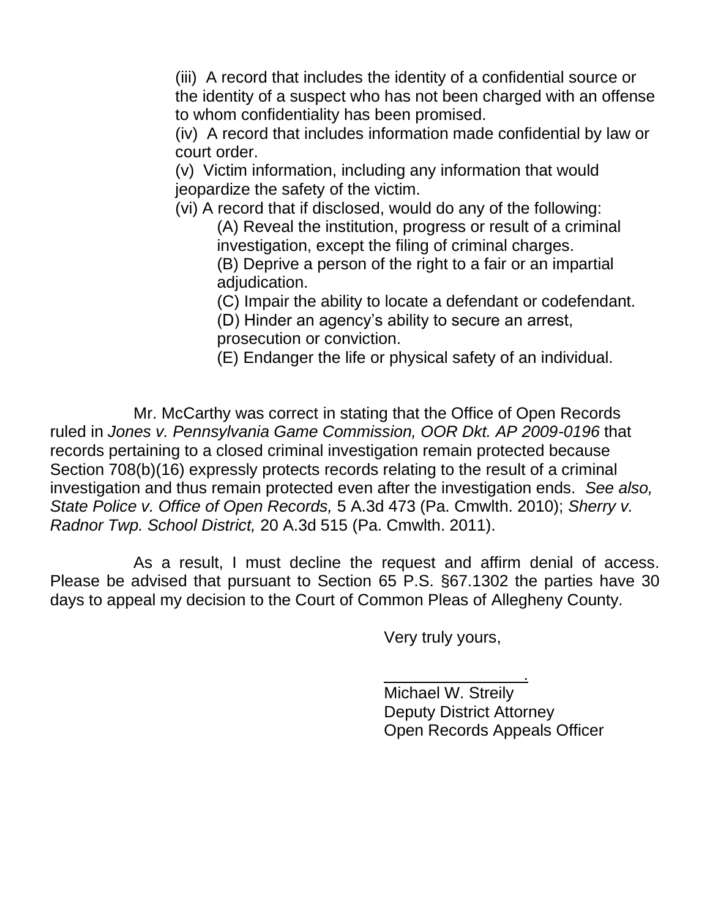(iii) A record that includes the identity of a confidential source or the identity of a suspect who has not been charged with an offense to whom confidentiality has been promised.

(iv) A record that includes information made confidential by law or court order.

(v) Victim information, including any information that would jeopardize the safety of the victim.

(vi) A record that if disclosed, would do any of the following:

(A) Reveal the institution, progress or result of a criminal investigation, except the filing of criminal charges.

(B) Deprive a person of the right to a fair or an impartial adjudication.

(C) Impair the ability to locate a defendant or codefendant.

(D) Hinder an agency's ability to secure an arrest, prosecution or conviction.

(E) Endanger the life or physical safety of an individual.

Mr. McCarthy was correct in stating that the Office of Open Records ruled in *Jones v. Pennsylvania Game Commission, OOR Dkt. AP 2009-0196* that records pertaining to a closed criminal investigation remain protected because Section 708(b)(16) expressly protects records relating to the result of a criminal investigation and thus remain protected even after the investigation ends. *See also, State Police v. Office of Open Records,* 5 A.3d 473 (Pa. Cmwlth. 2010); *Sherry v. Radnor Twp. School District,* 20 A.3d 515 (Pa. Cmwlth. 2011).

As a result, I must decline the request and affirm denial of access. Please be advised that pursuant to Section 65 P.S. §67.1302 the parties have 30 days to appeal my decision to the Court of Common Pleas of Allegheny County.

Very truly yours,

\_\_\_\_\_\_\_\_\_\_\_\_\_\_\_\_.

Michael W. Streily
Deputy District Attorney
Open Records Appeals Officer